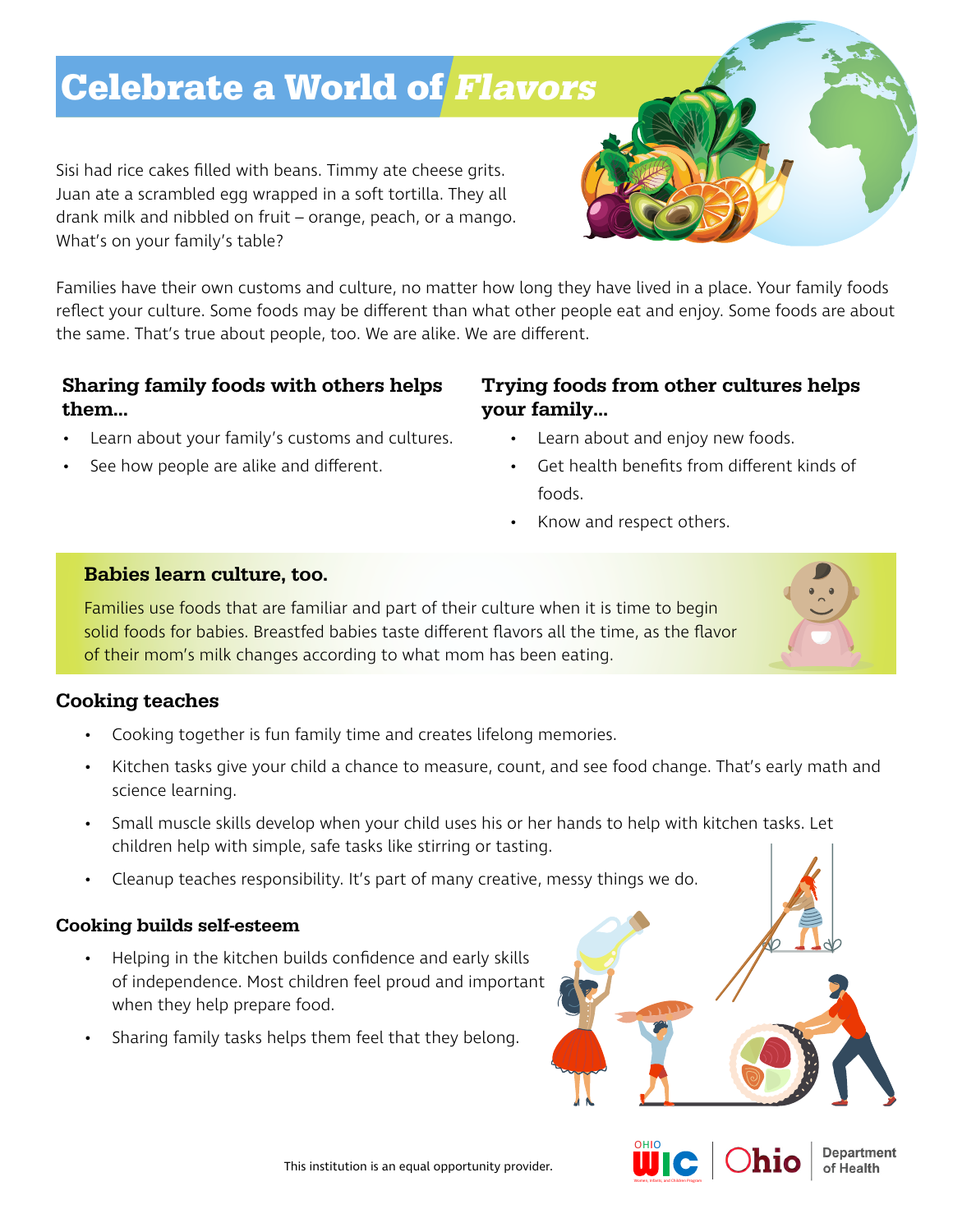# Celebrate a World of *Flavors*

Sisi had rice cakes filled with beans. Timmy ate cheese grits. Juan ate a scrambled egg wrapped in a soft tortilla. They all drank milk and nibbled on fruit – orange, peach, or a mango. What's on your family's table?

Families have their own customs and culture, no matter how long they have lived in a place. Your family foods reflect your culture. Some foods may be different than what other people eat and enjoy. Some foods are about the same. That's true about people, too. We are alike. We are different.

### Sharing family foods with others helps them...

- Learn about your family's customs and cultures.
- See how people are alike and different.

### Trying foods from other cultures helps your family...

- Learn about and enjoy new foods.
- Get health benefits from different kinds of foods.
- Know and respect others.

### Babies learn culture, too.

Families use foods that are familiar and part of their culture when it is time to begin solid foods for babies. Breastfed babies taste different flavors all the time, as the flavor of their mom's milk changes according to what mom has been eating.

## Cooking teaches

- Cooking together is fun family time and creates lifelong memories.
- Kitchen tasks give your child a chance to measure, count, and see food change. That's early math and science learning.
- Small muscle skills develop when your child uses his or her hands to help with kitchen tasks. Let children help with simple, safe tasks like stirring or tasting.
- Cleanup teaches responsibility. It's part of many creative, messy things we do.

### Cooking builds self-esteem

- Helping in the kitchen builds confidence and early skills of independence. Most children feel proud and important when they help prepare food.
- Sharing family tasks helps them feel that they belong.

This institution is an equal opportunity provider.

Ohio WIC | Ohio Department of Health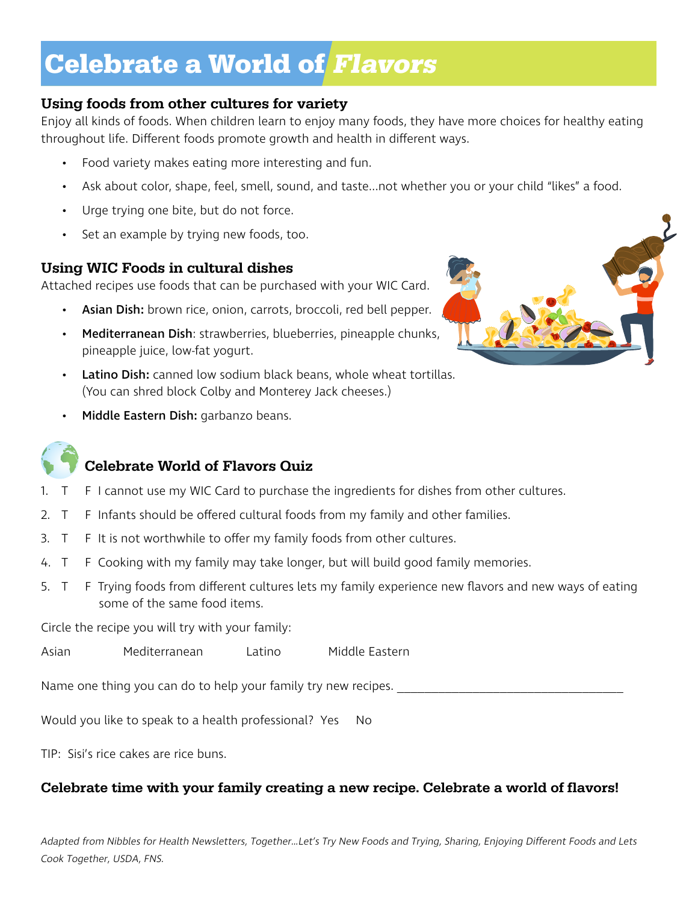# Celebrate a World of *Flavors*

### Using foods from other cultures for variety

Enjoy all kinds of foods. When children learn to enjoy many foods, they have more choices for healthy eating throughout life. Different foods promote growth and health in different ways.

- Food variety makes eating more interesting and fun.
- Ask about color, shape, feel, smell, sound, and taste...not whether you or your child "likes" a food.
- Urge trying one bite, but do not force.
- Set an example by trying new foods, too.

### Using WIC Foods in cultural dishes

Attached recipes use foods that can be purchased with your WIC Card.

- **Asian Dish:** brown rice, onion, carrots, broccoli, red bell pepper.
- **Mediterranean Dish**: strawberries, blueberries, pineapple chunks, pineapple juice, low-fat yogurt.
- **Latino Dish:** canned low sodium black beans, whole wheat tortillas. (You can shred block Colby and Monterey Jack cheeses.)
- **Middle Eastern Dish:** garbanzo beans.

### Celebrate World of Flavors Quiz

1. T F I cannot use my WIC Card to purchase the ingredients for dishes from other cultures.
2. T F Infants should be offered cultural foods from my family and other families.
3. T F It is not worthwhile to offer my family foods from other cultures.
4. T F Cooking with my family may take longer, but will build good family memories.
5. T F Trying foods from different cultures lets my family experience new flavors and new ways of eating some of the same food items.

Circle the recipe you will try with your family:

Asian Mediterranean Latino Middle Eastern

Name one thing you can do to help your family try new recipes. ___________________________________

Would you like to speak to a health professional? Yes No

TIP: Sisi's rice cakes are rice buns.

**Celebrate time with your family creating a new recipe. Celebrate a world of flavors!**

*Adapted from Nibbles for Health Newsletters, Together...Let's Try New Foods and Trying, Sharing, Enjoying Different Foods and Lets Cook Together, USDA, FNS.*